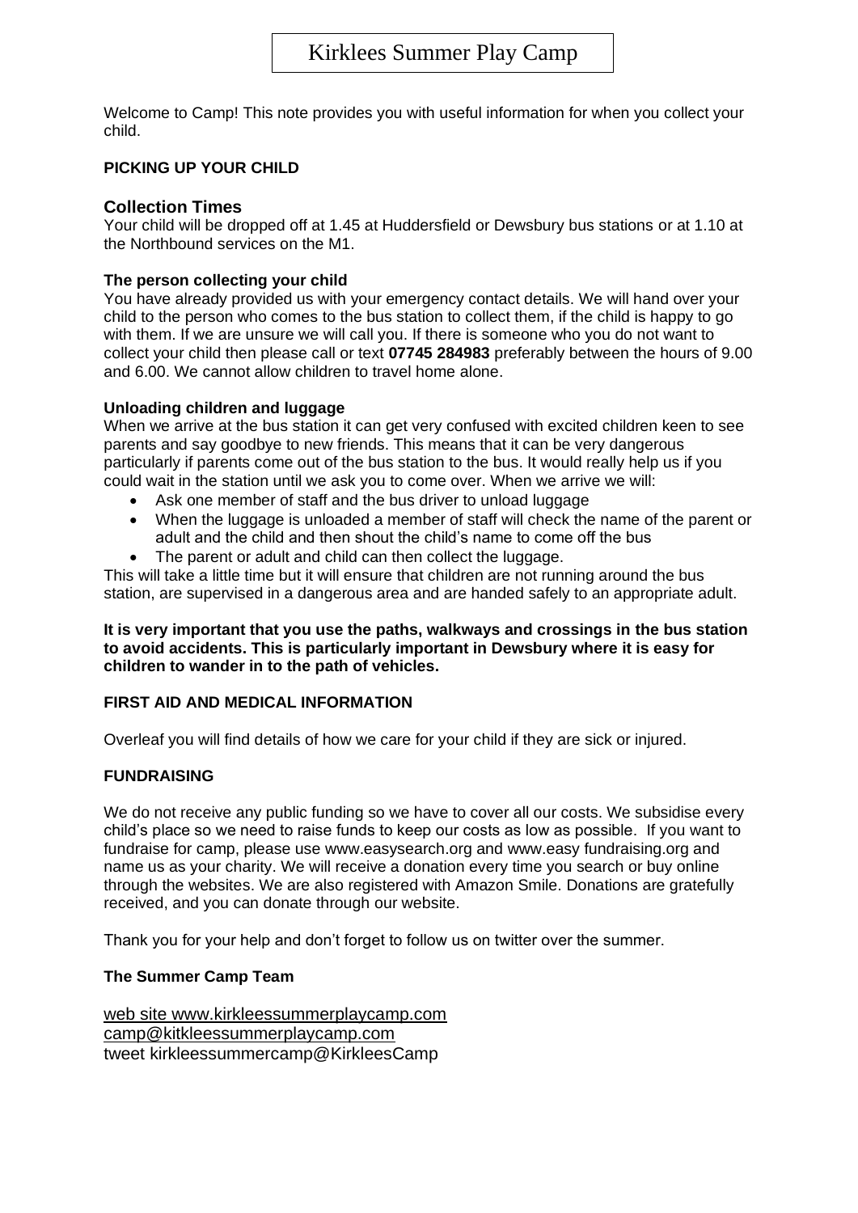# Kirklees Summer Play Camp

Welcome to Camp! This note provides you with useful information for when you collect your child.

**PICKING UP YOUR CHILD**

## Collection Times

Your child will be dropped off at 1.45 at Huddersfield or Dewsbury bus stations or at 1.10 at the Northbound services on the M1.

**The person collecting your child**

You have already provided us with your emergency contact details. We will hand over your child to the person who comes to the bus station to collect them, if the child is happy to go with them. If we are unsure we will call you. If there is someone who you do not want to collect your child then please call or text **07745 284983** preferably between the hours of 9.00 and 6.00. We cannot allow children to travel home alone.

**Unloading children and luggage**

When we arrive at the bus station it can get very confused with excited children keen to see parents and say goodbye to new friends. This means that it can be very dangerous particularly if parents come out of the bus station to the bus. It would really help us if you could wait in the station until we ask you to come over. When we arrive we will:

- Ask one member of staff and the bus driver to unload luggage
- When the luggage is unloaded a member of staff will check the name of the parent or adult and the child and then shout the child's name to come off the bus
- The parent or adult and child can then collect the luggage.

This will take a little time but it will ensure that children are not running around the bus station, are supervised in a dangerous area and are handed safely to an appropriate adult.

**It is very important that you use the paths, walkways and crossings in the bus station to avoid accidents. This is particularly important in Dewsbury where it is easy for children to wander in to the path of vehicles.**

**FIRST AID AND MEDICAL INFORMATION**

Overleaf you will find details of how we care for your child if they are sick or injured.

**FUNDRAISING**

We do not receive any public funding so we have to cover all our costs. We subsidise every child's place so we need to raise funds to keep our costs as low as possible. If you want to fundraise for camp, please use www.easysearch.org and www.easy fundraising.org and name us as your charity. We will receive a donation every time you search or buy online through the websites. We are also registered with Amazon Smile. Donations are gratefully received, and you can donate through our website.

Thank you for your help and don't forget to follow us on twitter over the summer.

**The Summer Camp Team**

web site www.kirkleessummerplaycamp.com
camp@kitkleessummerplaycamp.com
tweet kirkleessummercamp@KirkleesCamp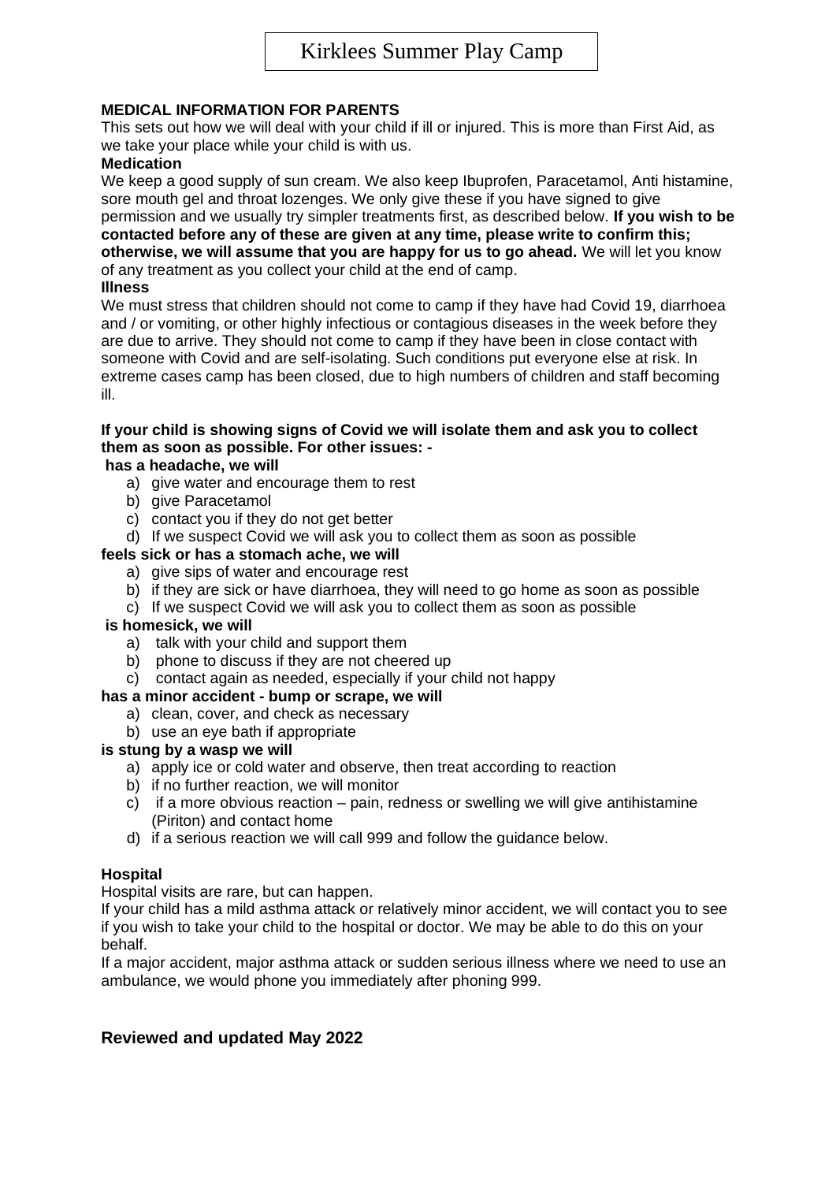# Kirklees Summer Play Camp

**MEDICAL INFORMATION FOR PARENTS**

This sets out how we will deal with your child if ill or injured. This is more than First Aid, as we take your place while your child is with us.

**Medication**

We keep a good supply of sun cream. We also keep Ibuprofen, Paracetamol, Anti histamine, sore mouth gel and throat lozenges. We only give these if you have signed to give permission and we usually try simpler treatments first, as described below. **If you wish to be contacted before any of these are given at any time, please write to confirm this; otherwise, we will assume that you are happy for us to go ahead.** We will let you know of any treatment as you collect your child at the end of camp.

**Illness**

We must stress that children should not come to camp if they have had Covid 19, diarrhoea and / or vomiting, or other highly infectious or contagious diseases in the week before they are due to arrive. They should not come to camp if they have been in close contact with someone with Covid and are self-isolating. Such conditions put everyone else at risk. In extreme cases camp has been closed, due to high numbers of children and staff becoming ill.

**If your child is showing signs of Covid we will isolate them and ask you to collect them as soon as possible. For other issues: -**

**has a headache, we will**

a) give water and encourage them to rest
b) give Paracetamol
c) contact you if they do not get better
d) If we suspect Covid we will ask you to collect them as soon as possible

**feels sick or has a stomach ache, we will**

a) give sips of water and encourage rest
b) if they are sick or have diarrhoea, they will need to go home as soon as possible
c) If we suspect Covid we will ask you to collect them as soon as possible

**is homesick, we will**

a) talk with your child and support them
b) phone to discuss if they are not cheered up
c) contact again as needed, especially if your child not happy

**has a minor accident - bump or scrape, we will**

a) clean, cover, and check as necessary
b) use an eye bath if appropriate

**is stung by a wasp we will**

a) apply ice or cold water and observe, then treat according to reaction
b) if no further reaction, we will monitor
c) if a more obvious reaction – pain, redness or swelling we will give antihistamine (Piriton) and contact home
d) if a serious reaction we will call 999 and follow the guidance below.

**Hospital**

Hospital visits are rare, but can happen.

If your child has a mild asthma attack or relatively minor accident, we will contact you to see if you wish to take your child to the hospital or doctor. We may be able to do this on your behalf.

If a major accident, major asthma attack or sudden serious illness where we need to use an ambulance, we would phone you immediately after phoning 999.

**Reviewed and updated May 2022**